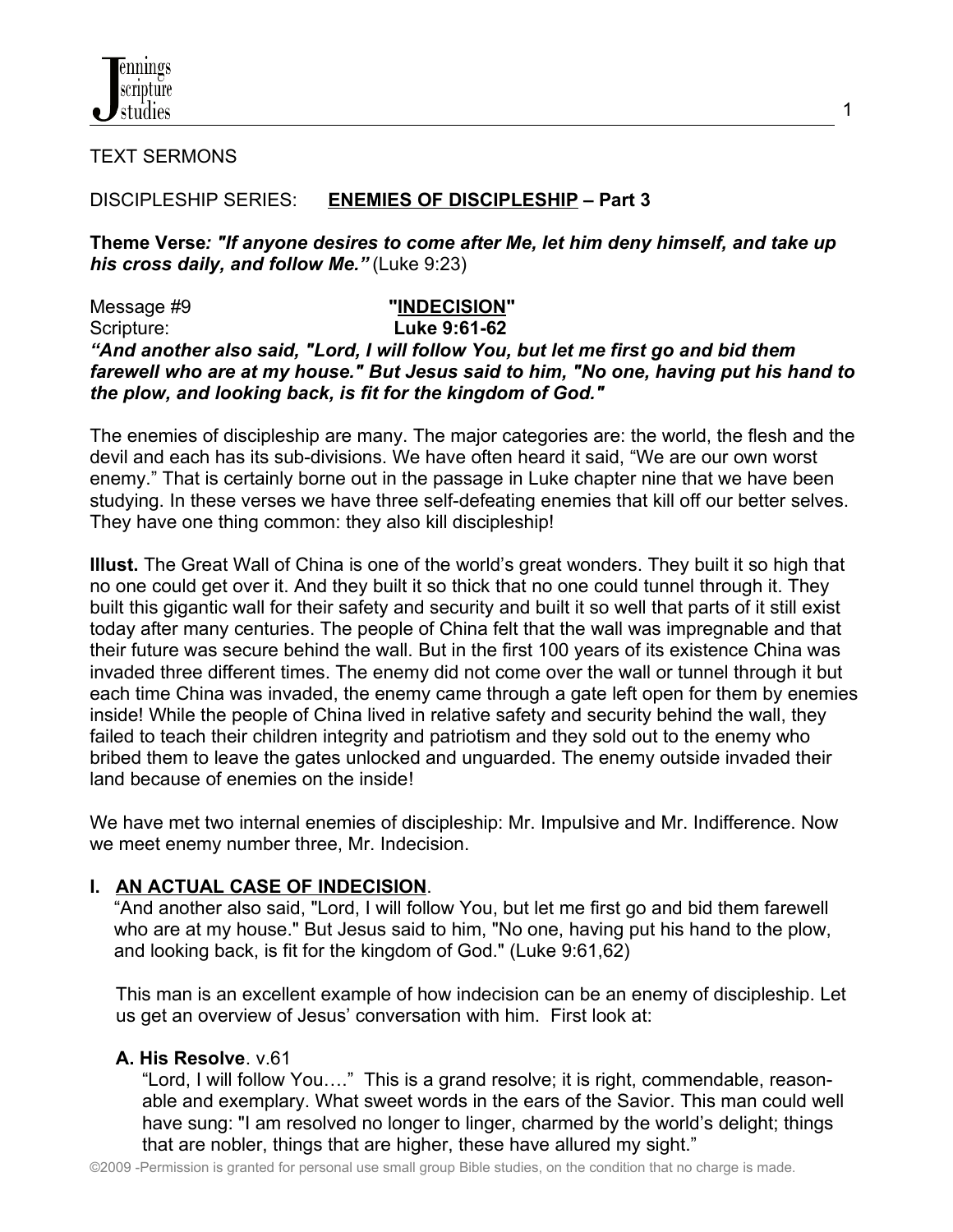TEXT SERMONS

DISCIPLESHIP SERIES: **ENEMIES OF DISCIPLESHIP – Part 3**

**Theme Verse*: "If anyone desires to come after Me, let him deny himself, and take up his cross daily, and follow Me."*** (Luke 9:23)

Message #9 **"INDECISION"**

Scripture: **Luke 9:61-62**

***"And another also said, "Lord, I will follow You, but let me first go and bid them farewell who are at my house." But Jesus said to him, "No one, having put his hand to the plow, and looking back, is fit for the kingdom of God."***

The enemies of discipleship are many. The major categories are: the world, the flesh and the devil and each has its sub-divisions. We have often heard it said, "We are our own worst enemy." That is certainly borne out in the passage in Luke chapter nine that we have been studying. In these verses we have three self-defeating enemies that kill off our better selves. They have one thing common: they also kill discipleship!

**Illust.** The Great Wall of China is one of the world's great wonders. They built it so high that no one could get over it. And they built it so thick that no one could tunnel through it. They built this gigantic wall for their safety and security and built it so well that parts of it still exist today after many centuries. The people of China felt that the wall was impregnable and that their future was secure behind the wall. But in the first 100 years of its existence China was invaded three different times. The enemy did not come over the wall or tunnel through it but each time China was invaded, the enemy came through a gate left open for them by enemies inside! While the people of China lived in relative safety and security behind the wall, they failed to teach their children integrity and patriotism and they sold out to the enemy who bribed them to leave the gates unlocked and unguarded. The enemy outside invaded their land because of enemies on the inside!

We have met two internal enemies of discipleship: Mr. Impulsive and Mr. Indifference. Now we meet enemy number three, Mr. Indecision.

## I. AN ACTUAL CASE OF INDECISION.

"And another also said, "Lord, I will follow You, but let me first go and bid them farewell who are at my house." But Jesus said to him, "No one, having put his hand to the plow, and looking back, is fit for the kingdom of God." (Luke 9:61,62)

This man is an excellent example of how indecision can be an enemy of discipleship. Let us get an overview of Jesus' conversation with him. First look at:

### A. His Resolve. v.61

"Lord, I will follow You…." This is a grand resolve; it is right, commendable, reasonable and exemplary. What sweet words in the ears of the Savior. This man could well have sung: "I am resolved no longer to linger, charmed by the world's delight; things that are nobler, things that are higher, these have allured my sight."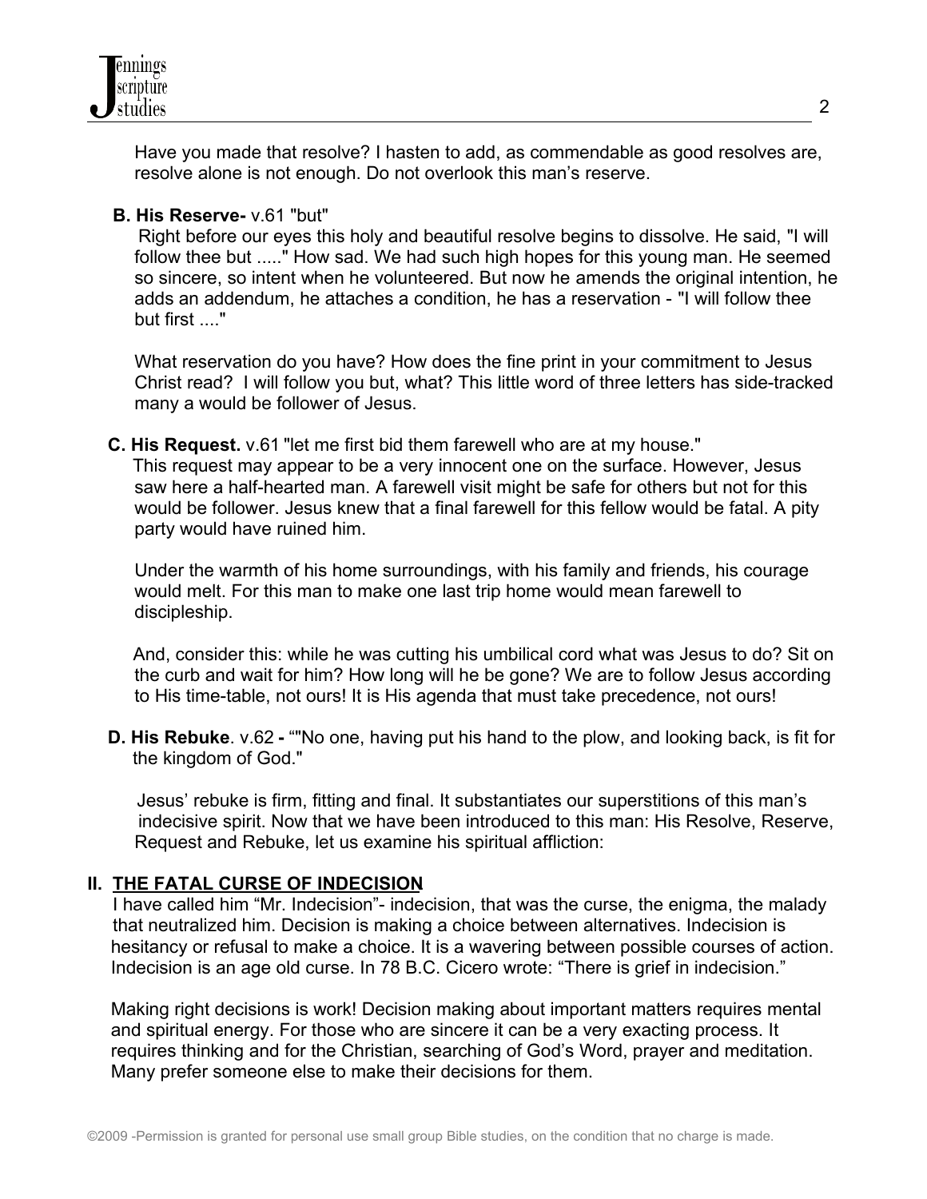Have you made that resolve? I hasten to add, as commendable as good resolves are, resolve alone is not enough. Do not overlook this man's reserve.

**B. His Reserve-** v.61 "but"

Right before our eyes this holy and beautiful resolve begins to dissolve. He said, "I will follow thee but ....." How sad. We had such high hopes for this young man. He seemed so sincere, so intent when he volunteered. But now he amends the original intention, he adds an addendum, he attaches a condition, he has a reservation - "I will follow thee but first ...."

What reservation do you have? How does the fine print in your commitment to Jesus Christ read? I will follow you but, what? This little word of three letters has side-tracked many a would be follower of Jesus.

**C. His Request.** v.61 "let me first bid them farewell who are at my house."

This request may appear to be a very innocent one on the surface. However, Jesus saw here a half-hearted man. A farewell visit might be safe for others but not for this would be follower. Jesus knew that a final farewell for this fellow would be fatal. A pity party would have ruined him.

Under the warmth of his home surroundings, with his family and friends, his courage would melt. For this man to make one last trip home would mean farewell to discipleship.

And, consider this: while he was cutting his umbilical cord what was Jesus to do? Sit on the curb and wait for him? How long will he be gone? We are to follow Jesus according to His time-table, not ours! It is His agenda that must take precedence, not ours!

**D. His Rebuke**. v.62 **-** ""No one, having put his hand to the plow, and looking back, is fit for the kingdom of God."

Jesus' rebuke is firm, fitting and final. It substantiates our superstitions of this man's indecisive spirit. Now that we have been introduced to this man: His Resolve, Reserve, Request and Rebuke, let us examine his spiritual affliction:

## II. THE FATAL CURSE OF INDECISION

I have called him "Mr. Indecision"- indecision, that was the curse, the enigma, the malady that neutralized him. Decision is making a choice between alternatives. Indecision is hesitancy or refusal to make a choice. It is a wavering between possible courses of action. Indecision is an age old curse. In 78 B.C. Cicero wrote: "There is grief in indecision."

Making right decisions is work! Decision making about important matters requires mental and spiritual energy. For those who are sincere it can be a very exacting process. It requires thinking and for the Christian, searching of God's Word, prayer and meditation. Many prefer someone else to make their decisions for them.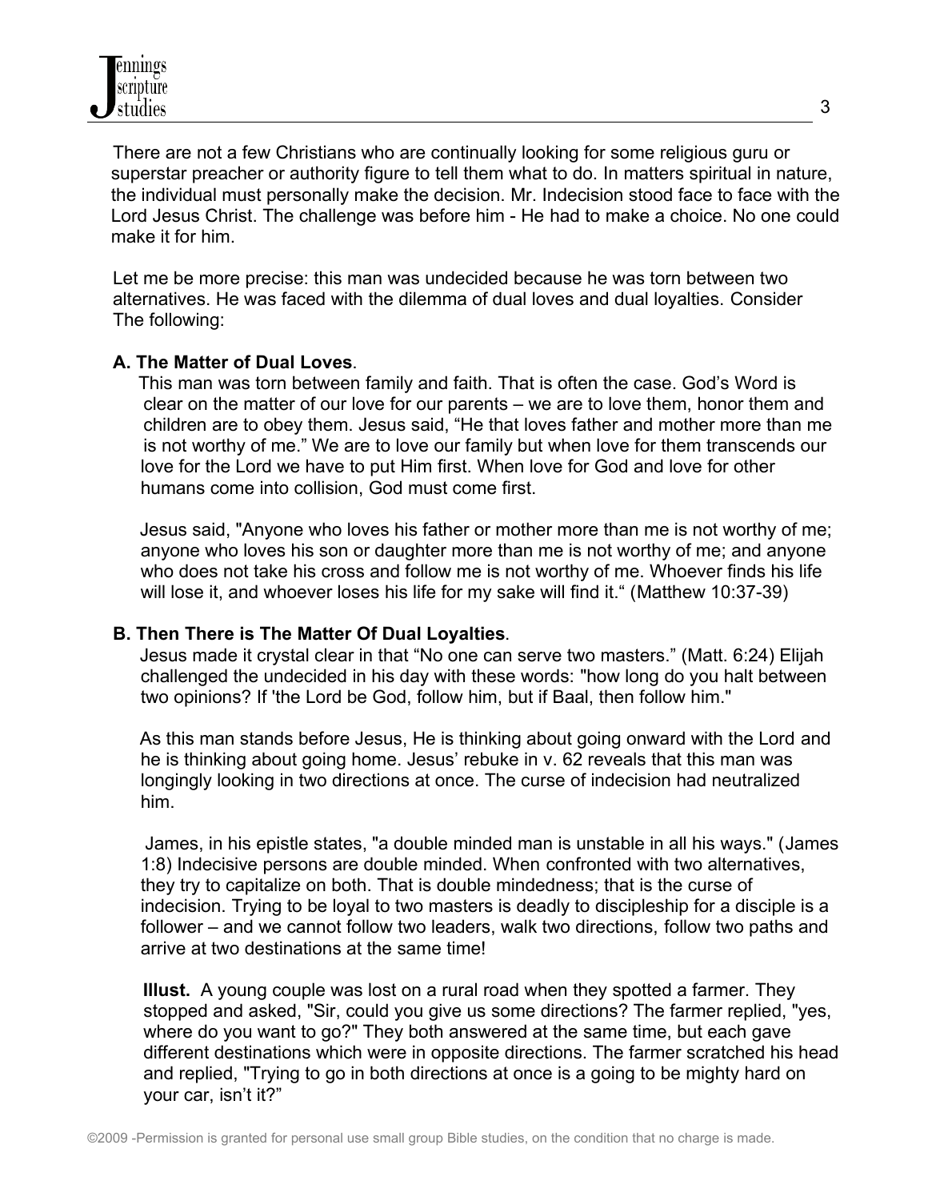There are not a few Christians who are continually looking for some religious guru or superstar preacher or authority figure to tell them what to do. In matters spiritual in nature, the individual must personally make the decision. Mr. Indecision stood face to face with the Lord Jesus Christ. The challenge was before him - He had to make a choice. No one could make it for him.

Let me be more precise: this man was undecided because he was torn between two alternatives. He was faced with the dilemma of dual loves and dual loyalties. Consider The following:

**A. The Matter of Dual Loves**.

This man was torn between family and faith. That is often the case. God's Word is clear on the matter of our love for our parents – we are to love them, honor them and children are to obey them. Jesus said, "He that loves father and mother more than me is not worthy of me." We are to love our family but when love for them transcends our love for the Lord we have to put Him first. When love for God and love for other humans come into collision, God must come first.

Jesus said, "Anyone who loves his father or mother more than me is not worthy of me; anyone who loves his son or daughter more than me is not worthy of me; and anyone who does not take his cross and follow me is not worthy of me. Whoever finds his life will lose it, and whoever loses his life for my sake will find it." (Matthew 10:37-39)

**B. Then There is The Matter Of Dual Loyalties**.

Jesus made it crystal clear in that "No one can serve two masters." (Matt. 6:24) Elijah challenged the undecided in his day with these words: "how long do you halt between two opinions? If 'the Lord be God, follow him, but if Baal, then follow him."

As this man stands before Jesus, He is thinking about going onward with the Lord and he is thinking about going home. Jesus' rebuke in v. 62 reveals that this man was longingly looking in two directions at once. The curse of indecision had neutralized him.

James, in his epistle states, "a double minded man is unstable in all his ways." (James 1:8) Indecisive persons are double minded. When confronted with two alternatives, they try to capitalize on both. That is double mindedness; that is the curse of indecision. Trying to be loyal to two masters is deadly to discipleship for a disciple is a follower – and we cannot follow two leaders, walk two directions, follow two paths and arrive at two destinations at the same time!

**Illust.** A young couple was lost on a rural road when they spotted a farmer. They stopped and asked, "Sir, could you give us some directions? The farmer replied, "yes, where do you want to go?" They both answered at the same time, but each gave different destinations which were in opposite directions. The farmer scratched his head and replied, "Trying to go in both directions at once is a going to be mighty hard on your car, isn't it?"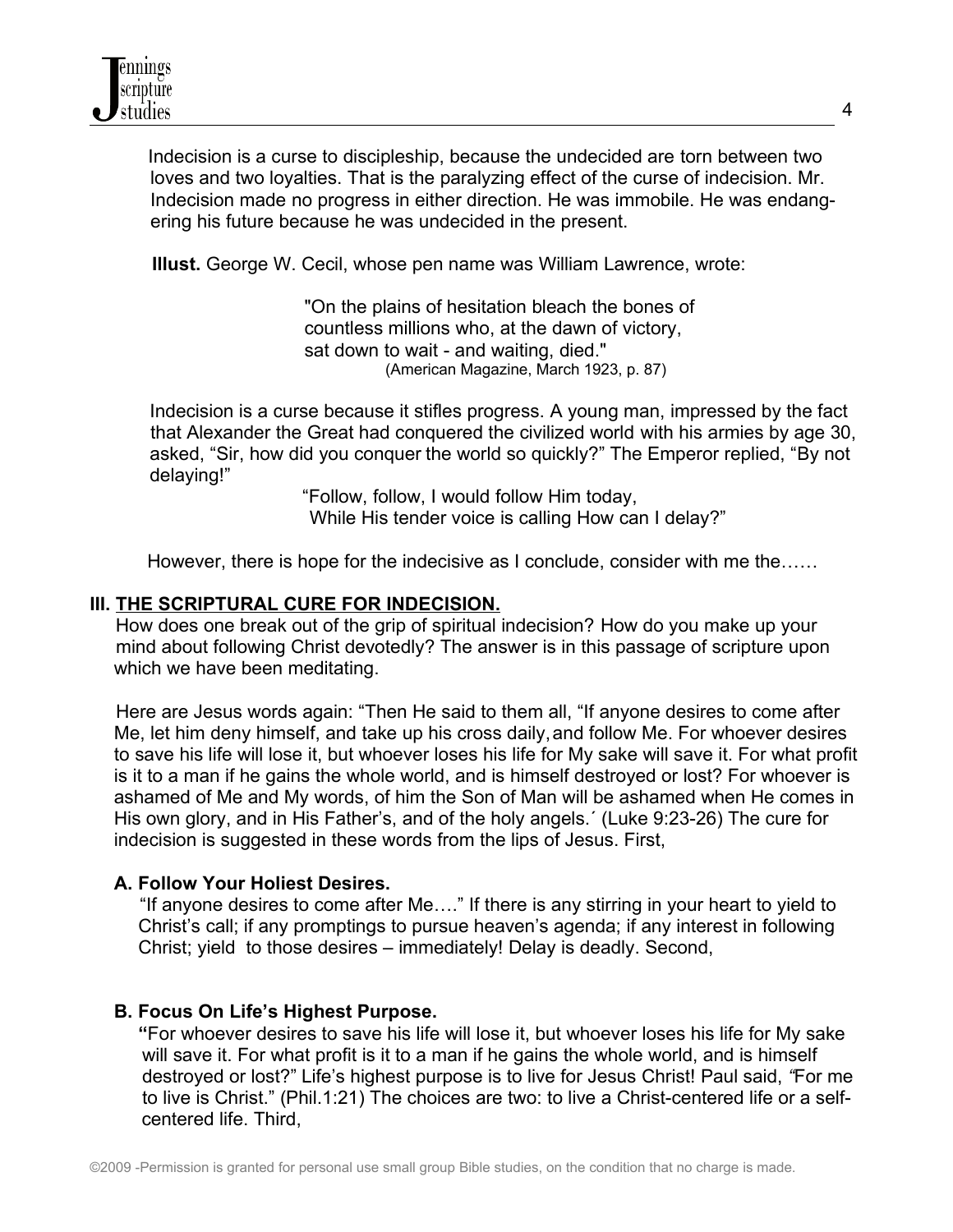Indecision is a curse to discipleship, because the undecided are torn between two loves and two loyalties. That is the paralyzing effect of the curse of indecision. Mr. Indecision made no progress in either direction. He was immobile. He was endangering his future because he was undecided in the present.

**Illust.** George W. Cecil, whose pen name was William Lawrence, wrote:

> "On the plains of hesitation bleach the bones of
> countless millions who, at the dawn of victory,
> sat down to wait - and waiting, died."
> (American Magazine, March 1923, p. 87)

Indecision is a curse because it stifles progress. A young man, impressed by the fact that Alexander the Great had conquered the civilized world with his armies by age 30, asked, "Sir, how did you conquer the world so quickly?" The Emperor replied, "By not delaying!"

> "Follow, follow, I would follow Him today,
> While His tender voice is calling How can I delay?"

However, there is hope for the indecisive as I conclude, consider with me the……

## III. THE SCRIPTURAL CURE FOR INDECISION.

How does one break out of the grip of spiritual indecision? How do you make up your mind about following Christ devotedly? The answer is in this passage of scripture upon which we have been meditating.

Here are Jesus words again: "Then He said to them all, "If anyone desires to come after Me, let him deny himself, and take up his cross daily, and follow Me. For whoever desires to save his life will lose it, but whoever loses his life for My sake will save it. For what profit is it to a man if he gains the whole world, and is himself destroyed or lost? For whoever is ashamed of Me and My words, of him the Son of Man will be ashamed when He comes in His own glory, and in His Father's, and of the holy angels.´ (Luke 9:23-26) The cure for indecision is suggested in these words from the lips of Jesus. First,

### A. Follow Your Holiest Desires.

"If anyone desires to come after Me…." If there is any stirring in your heart to yield to Christ's call; if any promptings to pursue heaven's agenda; if any interest in following Christ; yield to those desires – immediately! Delay is deadly. Second,

### B. Focus On Life's Highest Purpose.

**"**For whoever desires to save his life will lose it, but whoever loses his life for My sake will save it. For what profit is it to a man if he gains the whole world, and is himself destroyed or lost?" Life's highest purpose is to live for Jesus Christ! Paul said, *"*For me to live is Christ." (Phil.1:21) The choices are two: to live a Christ-centered life or a self-centered life. Third,

©2009 -Permission is granted for personal use small group Bible studies, on the condition that no charge is made.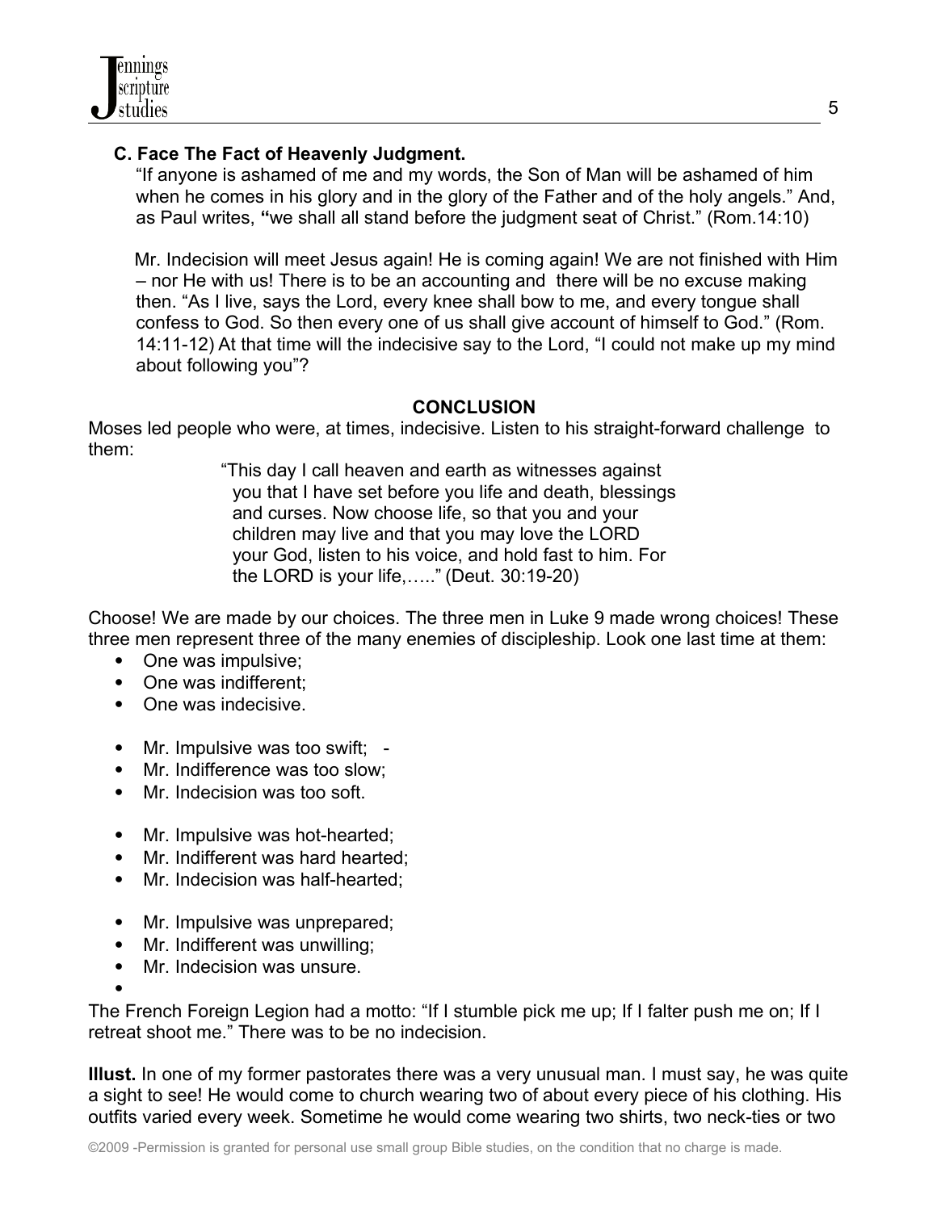### C. Face The Fact of Heavenly Judgment.

"If anyone is ashamed of me and my words, the Son of Man will be ashamed of him when he comes in his glory and in the glory of the Father and of the holy angels." And, as Paul writes, **"**we shall all stand before the judgment seat of Christ." (Rom.14:10)

Mr. Indecision will meet Jesus again! He is coming again! We are not finished with Him – nor He with us! There is to be an accounting and there will be no excuse making then. "As I live, says the Lord, every knee shall bow to me, and every tongue shall confess to God. So then every one of us shall give account of himself to God." (Rom. 14:11-12) At that time will the indecisive say to the Lord, "I could not make up my mind about following you"?

## CONCLUSION

Moses led people who were, at times, indecisive. Listen to his straight-forward challenge to them:

> "This day I call heaven and earth as witnesses against you that I have set before you life and death, blessings and curses. Now choose life, so that you and your children may live and that you may love the LORD your God, listen to his voice, and hold fast to him. For the LORD is your life,….." (Deut. 30:19-20)

Choose! We are made by our choices. The three men in Luke 9 made wrong choices! These three men represent three of the many enemies of discipleship. Look one last time at them:

- One was impulsive;
- One was indifferent;
- One was indecisive.

- Mr. Impulsive was too swift; -
- Mr. Indifference was too slow;
- Mr. Indecision was too soft.

- Mr. Impulsive was hot-hearted;
- Mr. Indifferent was hard hearted;
- Mr. Indecision was half-hearted;

- Mr. Impulsive was unprepared;
- Mr. Indifferent was unwilling;
- Mr. Indecision was unsure.

The French Foreign Legion had a motto: "If I stumble pick me up; If I falter push me on; If I retreat shoot me." There was to be no indecision.

**Illust.** In one of my former pastorates there was a very unusual man. I must say, he was quite a sight to see! He would come to church wearing two of about every piece of his clothing. His outfits varied every week. Sometime he would come wearing two shirts, two neck-ties or two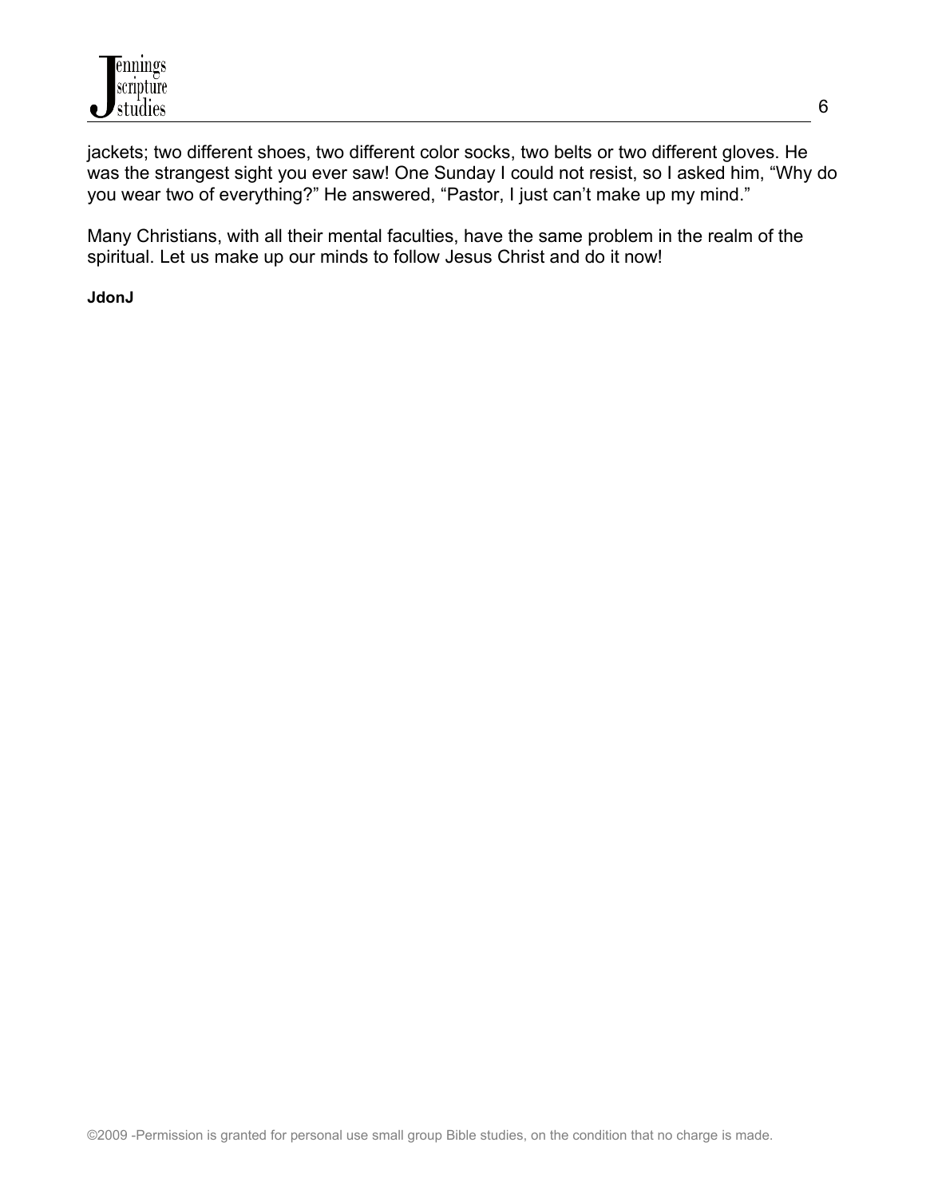jackets; two different shoes, two different color socks, two belts or two different gloves. He was the strangest sight you ever saw! One Sunday I could not resist, so I asked him, "Why do you wear two of everything?" He answered, "Pastor, I just can't make up my mind."

Many Christians, with all their mental faculties, have the same problem in the realm of the spiritual. Let us make up our minds to follow Jesus Christ and do it now!

**JdonJ**